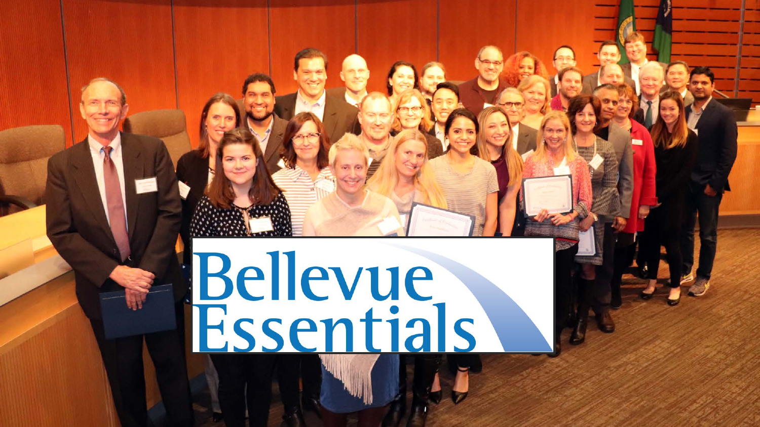# Bellevue Essentials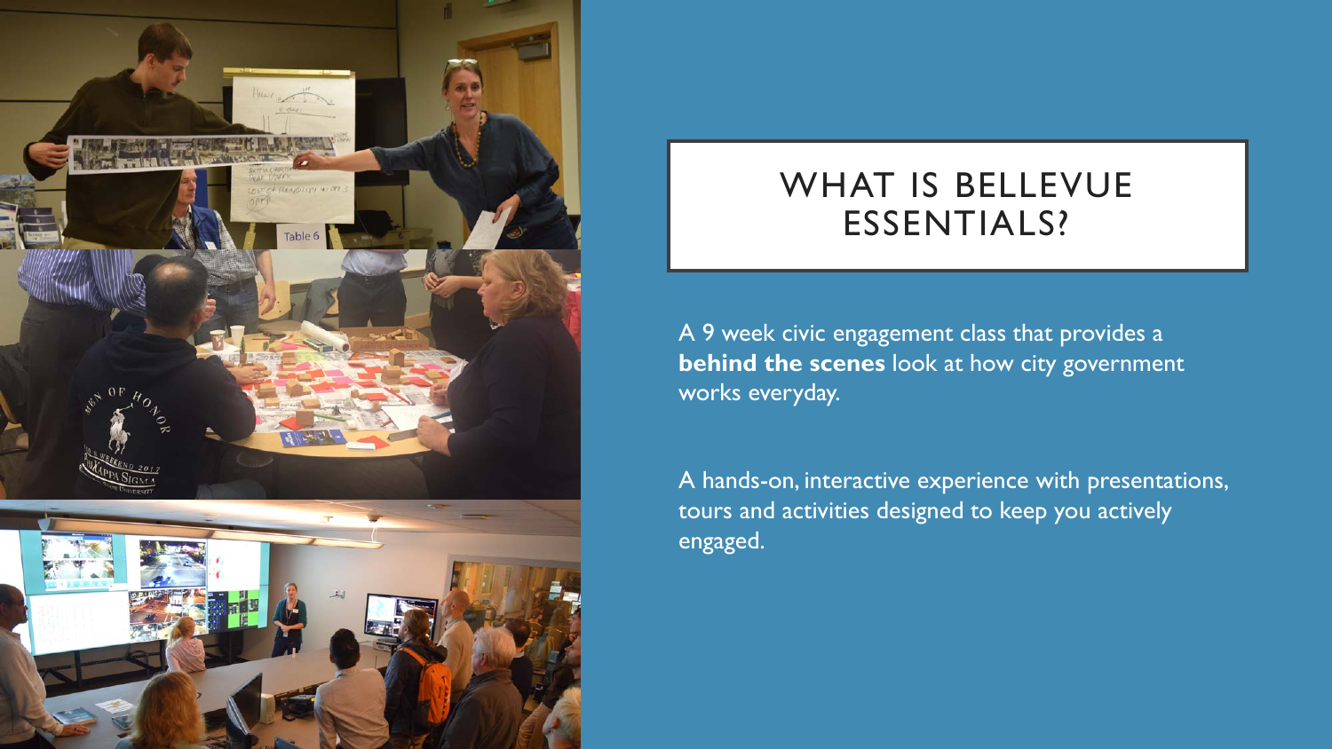# WHAT IS BELLEVUE ESSENTIALS?

A 9 week civic engagement class that provides a **behind the scenes** look at how city government works everyday.

A hands-on, interactive experience with presentations, tours and activities designed to keep you actively engaged.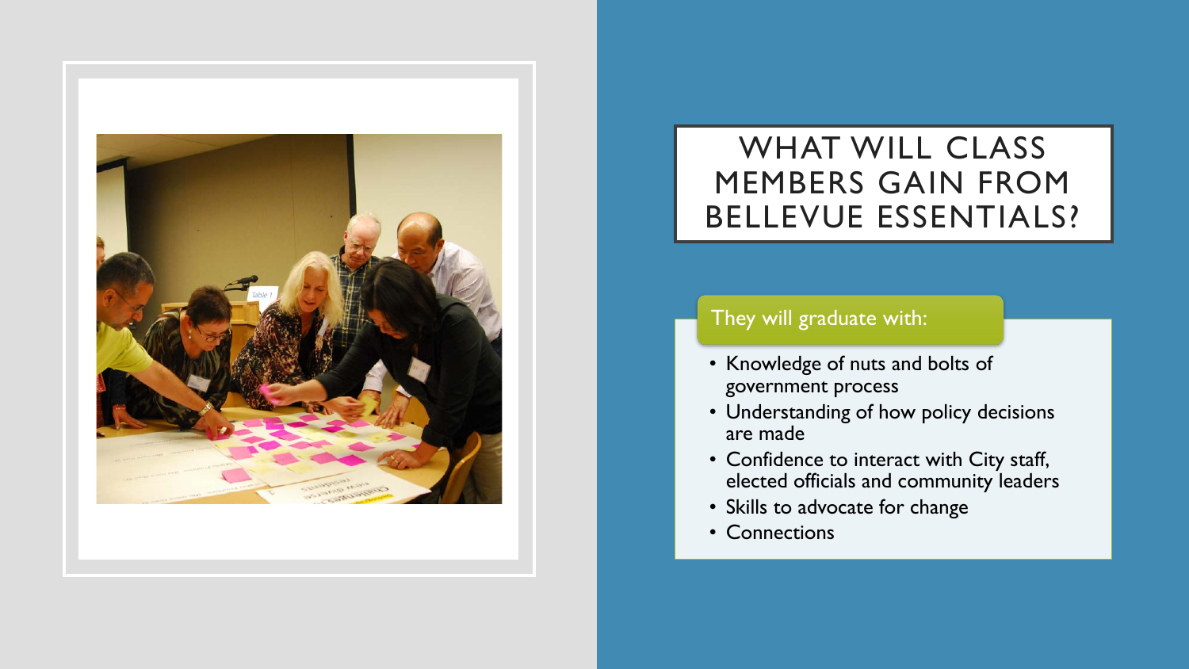# WHAT WILL CLASS MEMBERS GAIN FROM BELLEVUE ESSENTIALS?

They will graduate with:

- Knowledge of nuts and bolts of government process
- Understanding of how policy decisions are made
- Confidence to interact with City staff, elected officials and community leaders
- Skills to advocate for change
- Connections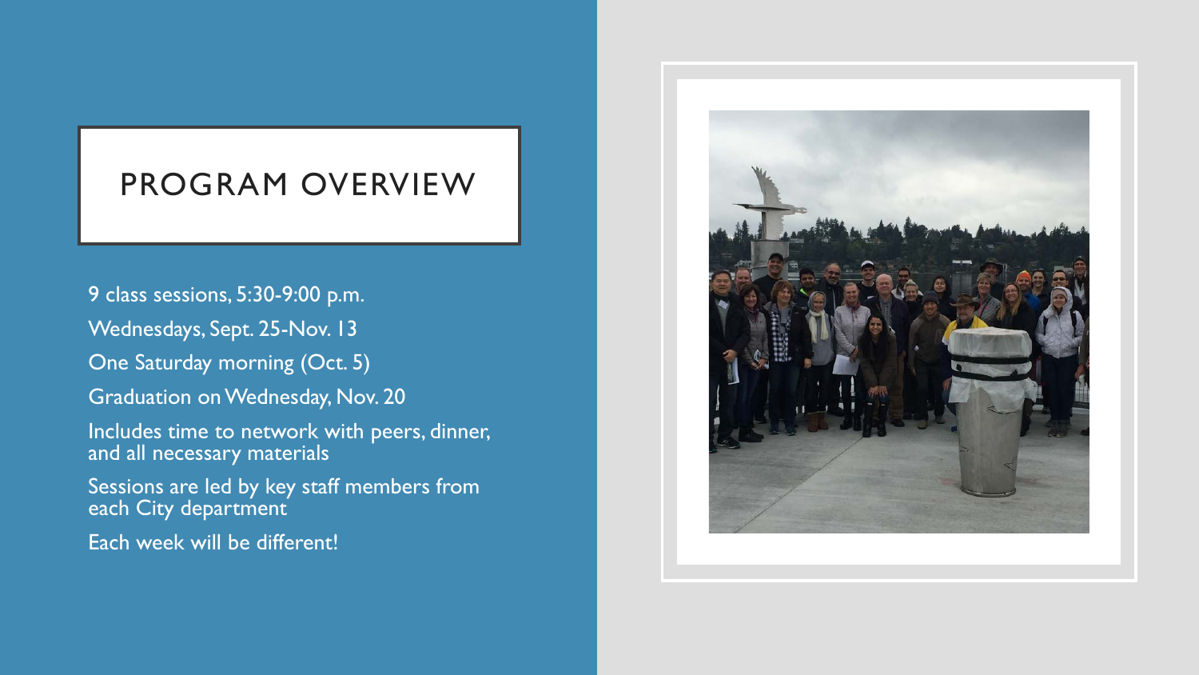# PROGRAM OVERVIEW

- 9 class sessions, 5:30-9:00 p.m.
- Wednesdays, Sept. 25-Nov. 13
- One Saturday morning (Oct. 5)
- Graduation on Wednesday, Nov. 20
- Includes time to network with peers, dinner, and all necessary materials
- Sessions are led by key staff members from each City department
- Each week will be different!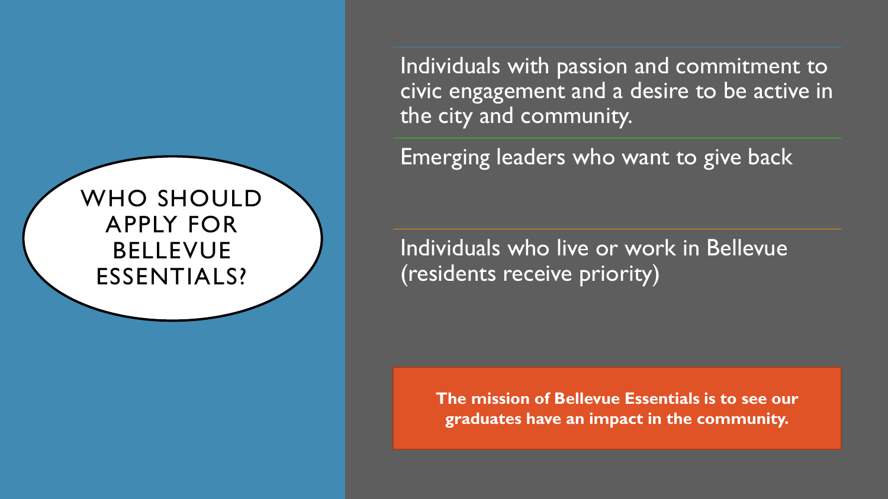# WHO SHOULD APPLY FOR BELLEVUE ESSENTIALS?

Individuals with passion and commitment to civic engagement and a desire to be active in the city and community.

Emerging leaders who want to give back

Individuals who live or work in Bellevue (residents receive priority)

**The mission of Bellevue Essentials is to see our graduates have an impact in the community.**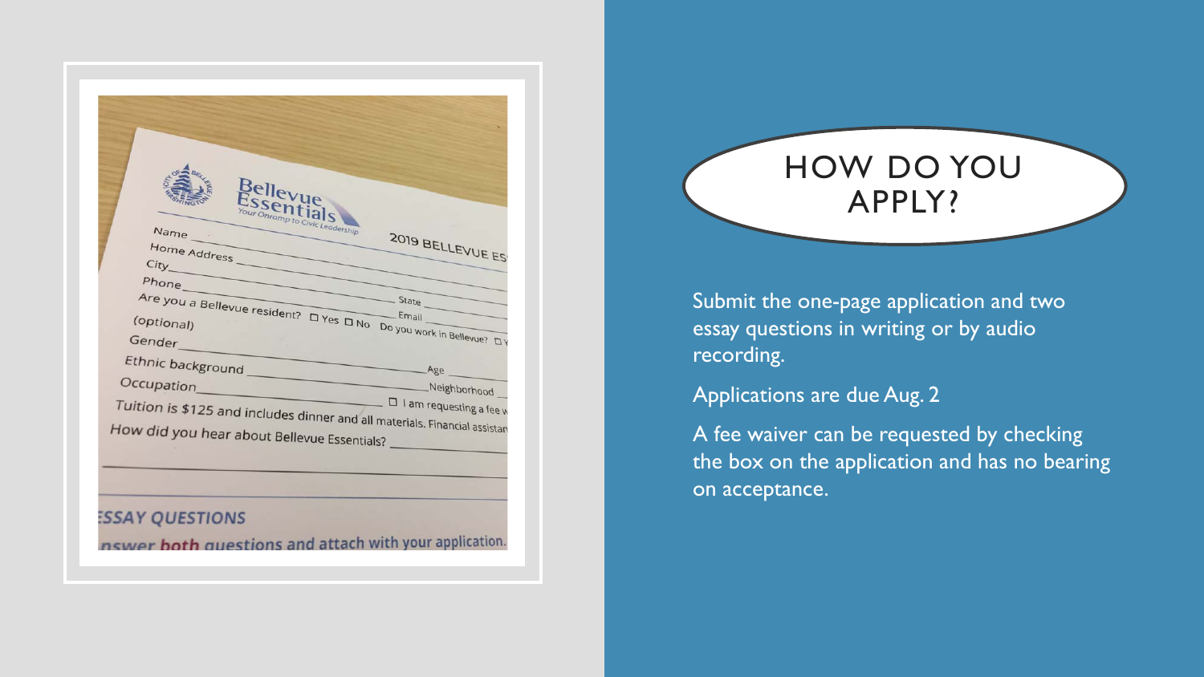# HOW DO YOU APPLY?

Submit the one-page application and two essay questions in writing or by audio recording.

Applications are due Aug. 2

A fee waiver can be requested by checking the box on the application and has no bearing on acceptance.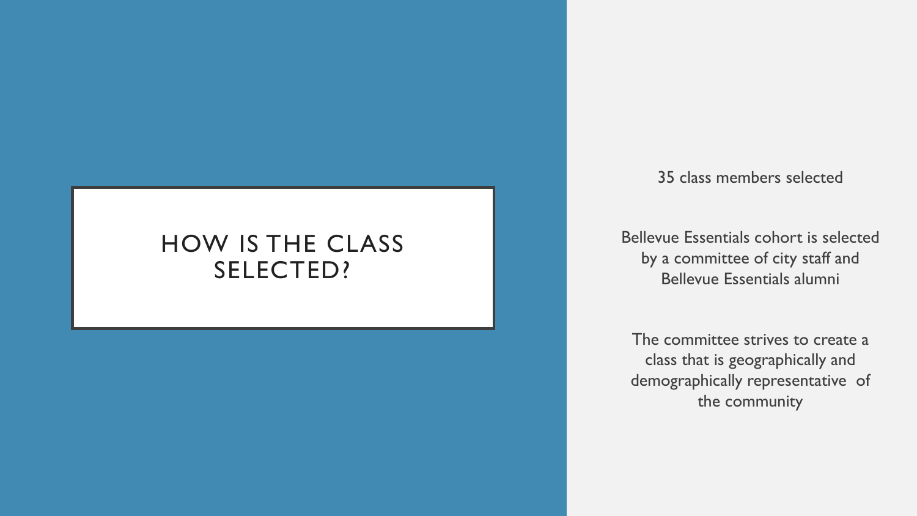# HOW IS THE CLASS SELECTED?

35 class members selected

Bellevue Essentials cohort is selected by a committee of city staff and Bellevue Essentials alumni

The committee strives to create a class that is geographically and demographically representative of the community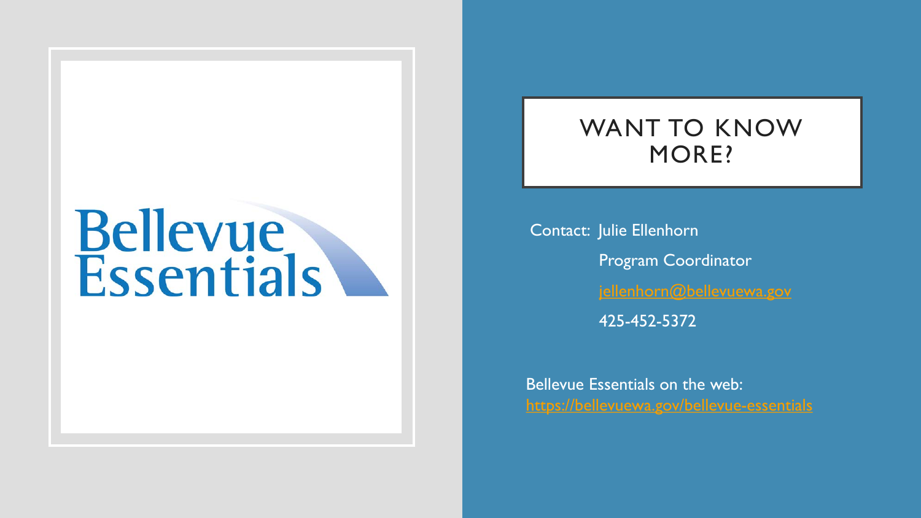Bellevue Essentials

# WANT TO KNOW MORE?

Contact: Julie Ellenhorn

Program Coordinator

jellenhorn@bellevuewa.gov

425-452-5372

Bellevue Essentials on the web:
https://bellevuewa.gov/bellevue-essentials